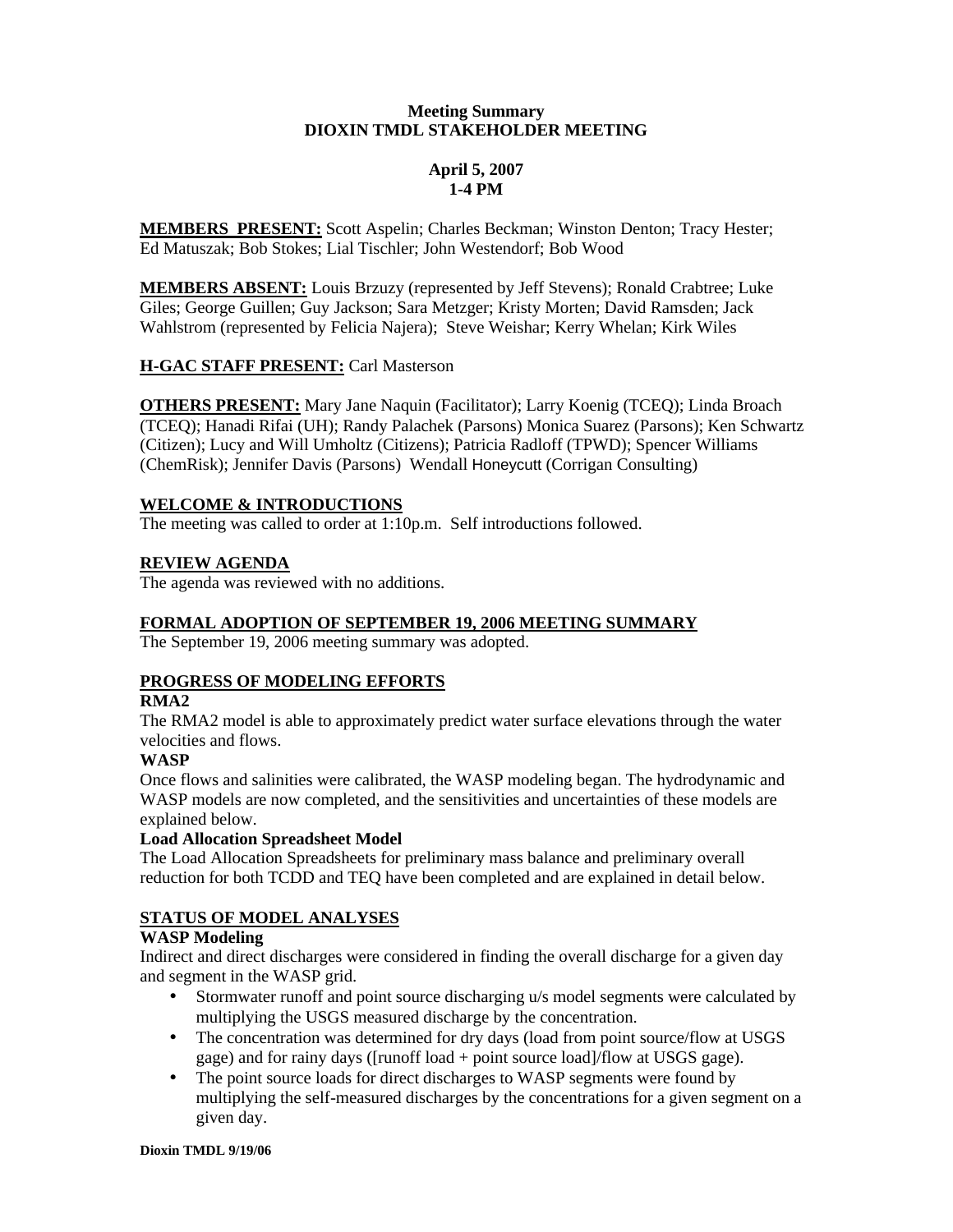**Meeting Summary**
**DIOXIN TMDL STAKEHOLDER MEETING**

**April 5, 2007**
**1-4 PM**

**MEMBERS PRESENT:** Scott Aspelin; Charles Beckman; Winston Denton; Tracy Hester; Ed Matuszak; Bob Stokes; Lial Tischler; John Westendorf; Bob Wood

**MEMBERS ABSENT:** Louis Brzuzy (represented by Jeff Stevens); Ronald Crabtree; Luke Giles; George Guillen; Guy Jackson; Sara Metzger; Kristy Morten; David Ramsden; Jack Wahlstrom (represented by Felicia Najera); Steve Weishar; Kerry Whelan; Kirk Wiles

**H-GAC STAFF PRESENT:** Carl Masterson

**OTHERS PRESENT:** Mary Jane Naquin (Facilitator); Larry Koenig (TCEQ); Linda Broach (TCEQ); Hanadi Rifai (UH); Randy Palachek (Parsons) Monica Suarez (Parsons); Ken Schwartz (Citizen); Lucy and Will Umholtz (Citizens); Patricia Radloff (TPWD); Spencer Williams (ChemRisk); Jennifer Davis (Parsons) Wendall Honeycutt (Corrigan Consulting)

## WELCOME & INTRODUCTIONS

The meeting was called to order at 1:10p.m. Self introductions followed.

## REVIEW AGENDA

The agenda was reviewed with no additions.

## FORMAL ADOPTION OF SEPTEMBER 19, 2006 MEETING SUMMARY

The September 19, 2006 meeting summary was adopted.

## PROGRESS OF MODELING EFFORTS

### RMA2

The RMA2 model is able to approximately predict water surface elevations through the water velocities and flows.

### WASP

Once flows and salinities were calibrated, the WASP modeling began. The hydrodynamic and WASP models are now completed, and the sensitivities and uncertainties of these models are explained below.

### Load Allocation Spreadsheet Model

The Load Allocation Spreadsheets for preliminary mass balance and preliminary overall reduction for both TCDD and TEQ have been completed and are explained in detail below.

## STATUS OF MODEL ANALYSES

### WASP Modeling

Indirect and direct discharges were considered in finding the overall discharge for a given day and segment in the WASP grid.

- Stormwater runoff and point source discharging u/s model segments were calculated by multiplying the USGS measured discharge by the concentration.
- The concentration was determined for dry days (load from point source/flow at USGS gage) and for rainy days ([runoff load + point source load]/flow at USGS gage).
- The point source loads for direct discharges to WASP segments were found by multiplying the self-measured discharges by the concentrations for a given segment on a given day.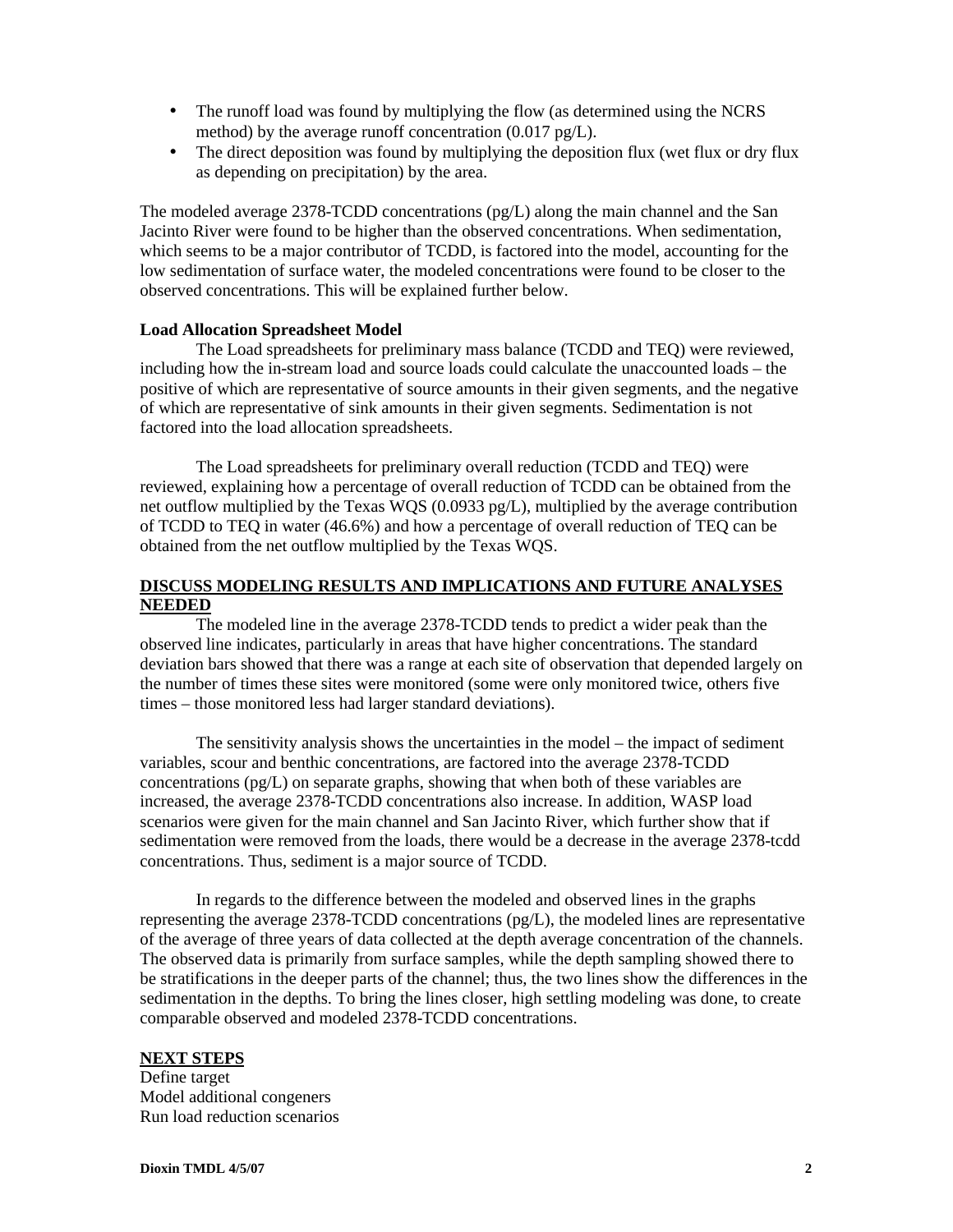- The runoff load was found by multiplying the flow (as determined using the NCRS method) by the average runoff concentration (0.017 pg/L).
- The direct deposition was found by multiplying the deposition flux (wet flux or dry flux as depending on precipitation) by the area.

The modeled average 2378-TCDD concentrations (pg/L) along the main channel and the San Jacinto River were found to be higher than the observed concentrations. When sedimentation, which seems to be a major contributor of TCDD, is factored into the model, accounting for the low sedimentation of surface water, the modeled concentrations were found to be closer to the observed concentrations. This will be explained further below.

**Load Allocation Spreadsheet Model**

The Load spreadsheets for preliminary mass balance (TCDD and TEQ) were reviewed, including how the in-stream load and source loads could calculate the unaccounted loads – the positive of which are representative of source amounts in their given segments, and the negative of which are representative of sink amounts in their given segments. Sedimentation is not factored into the load allocation spreadsheets.

The Load spreadsheets for preliminary overall reduction (TCDD and TEQ) were reviewed, explaining how a percentage of overall reduction of TCDD can be obtained from the net outflow multiplied by the Texas WQS (0.0933 pg/L), multiplied by the average contribution of TCDD to TEQ in water (46.6%) and how a percentage of overall reduction of TEQ can be obtained from the net outflow multiplied by the Texas WQS.

## DISCUSS MODELING RESULTS AND IMPLICATIONS AND FUTURE ANALYSES NEEDED

The modeled line in the average 2378-TCDD tends to predict a wider peak than the observed line indicates, particularly in areas that have higher concentrations. The standard deviation bars showed that there was a range at each site of observation that depended largely on the number of times these sites were monitored (some were only monitored twice, others five times – those monitored less had larger standard deviations).

The sensitivity analysis shows the uncertainties in the model – the impact of sediment variables, scour and benthic concentrations, are factored into the average 2378-TCDD concentrations (pg/L) on separate graphs, showing that when both of these variables are increased, the average 2378-TCDD concentrations also increase. In addition, WASP load scenarios were given for the main channel and San Jacinto River, which further show that if sedimentation were removed from the loads, there would be a decrease in the average 2378-tcdd concentrations. Thus, sediment is a major source of TCDD.

In regards to the difference between the modeled and observed lines in the graphs representing the average 2378-TCDD concentrations (pg/L), the modeled lines are representative of the average of three years of data collected at the depth average concentration of the channels. The observed data is primarily from surface samples, while the depth sampling showed there to be stratifications in the deeper parts of the channel; thus, the two lines show the differences in the sedimentation in the depths. To bring the lines closer, high settling modeling was done, to create comparable observed and modeled 2378-TCDD concentrations.

## NEXT STEPS

Define target
Model additional congeners
Run load reduction scenarios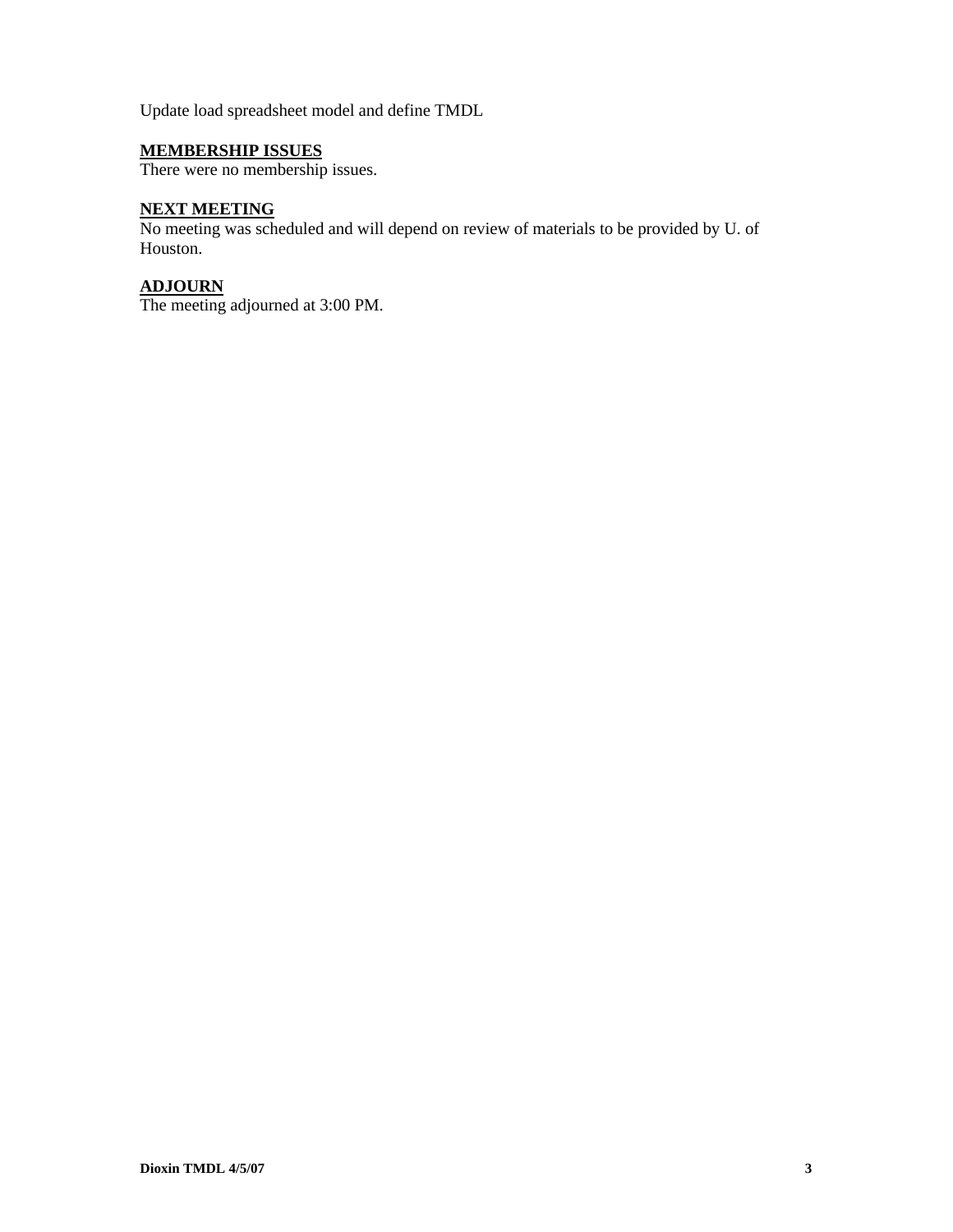Update load spreadsheet model and define TMDL

**MEMBERSHIP ISSUES**

There were no membership issues.

**NEXT MEETING**

No meeting was scheduled and will depend on review of materials to be provided by U. of Houston.

**ADJOURN**

The meeting adjourned at 3:00 PM.